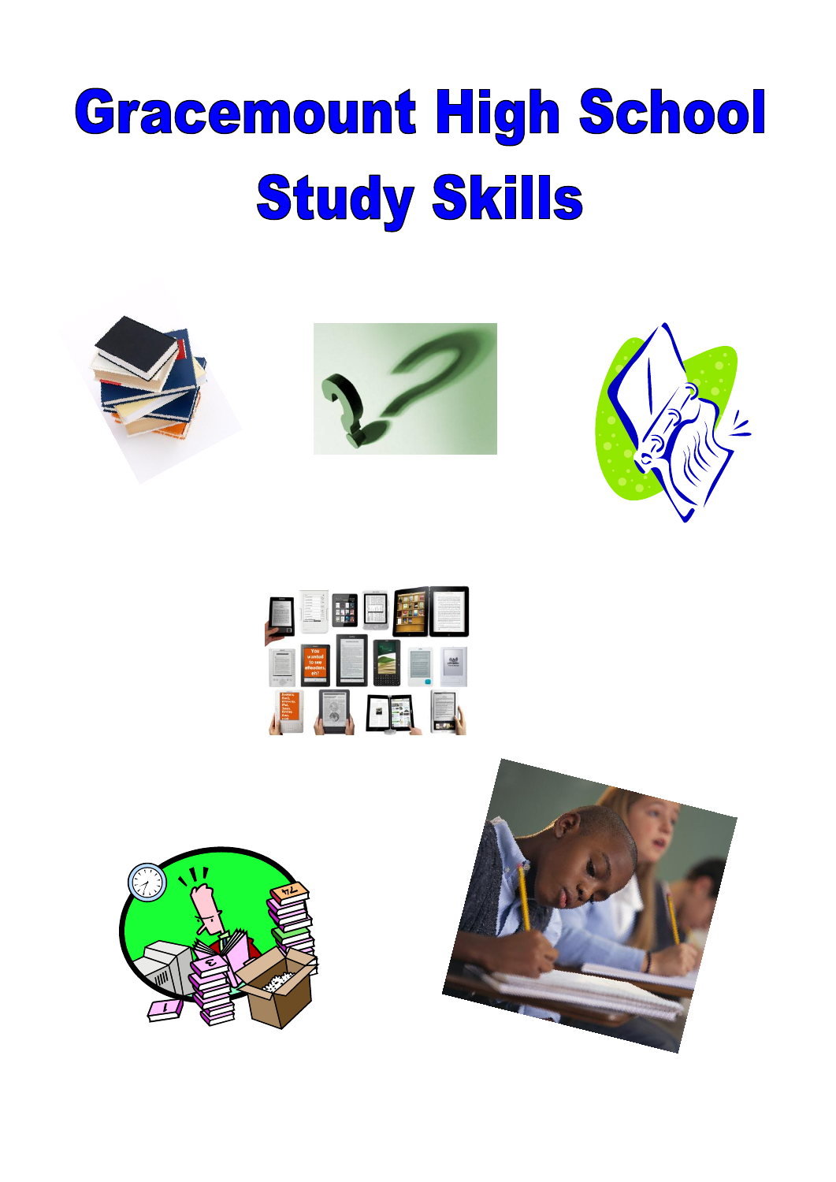# Gracemount High School

# Study Skills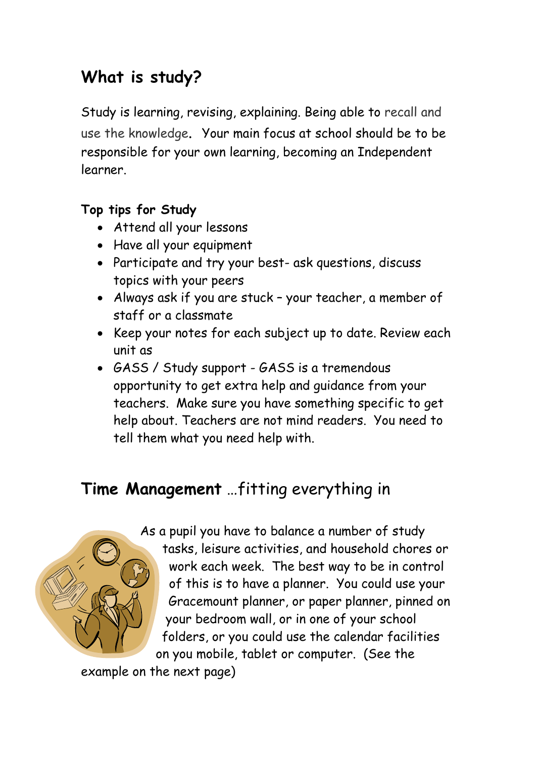## What is study?

Study is learning, revising, explaining. Being able to recall and use the knowledge. Your main focus at school should be to be responsible for your own learning, becoming an Independent learner.

**Top tips for Study**

- Attend all your lessons
- Have all your equipment
- Participate and try your best- ask questions, discuss topics with your peers
- Always ask if you are stuck – your teacher, a member of staff or a classmate
- Keep your notes for each subject up to date. Review each unit as
- GASS / Study support - GASS is a tremendous opportunity to get extra help and guidance from your teachers. Make sure you have something specific to get help about. Teachers are not mind readers. You need to tell them what you need help with.

## **Time Management** …fitting everything in

As a pupil you have to balance a number of study tasks, leisure activities, and household chores or work each week. The best way to be in control of this is to have a planner. You could use your Gracemount planner, or paper planner, pinned on your bedroom wall, or in one of your school folders, or you could use the calendar facilities on you mobile, tablet or computer. (See the example on the next page)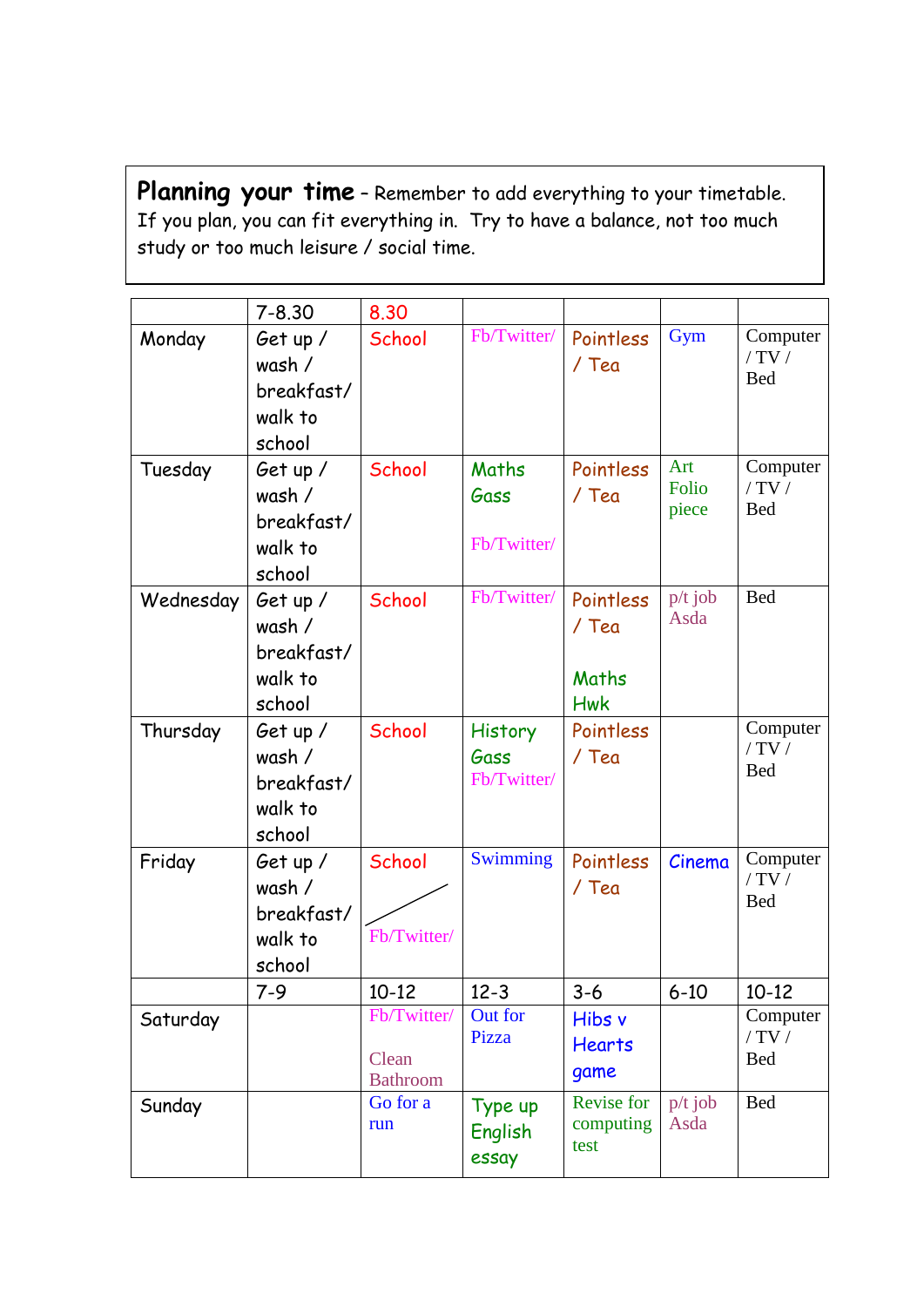**Planning your time** – Remember to add everything to your timetable. If you plan, you can fit everything in. Try to have a balance, not too much study or too much leisure / social time.

| | 7-8.30 | 8.30 | | | | |
|---|---|---|---|---|---|---|
| Monday | Get up / wash / breakfast/ walk to school | School | Fb/Twitter/ | Pointless / Tea | Gym | Computer / TV / Bed |
| Tuesday | Get up / wash / breakfast/ walk to school | School | Maths Gass<br><br>Fb/Twitter/ | Pointless / Tea | Art Folio piece | Computer / TV / Bed |
| Wednesday | Get up / wash / breakfast/ walk to school | School | Fb/Twitter/ | Pointless / Tea<br><br>Maths Hwk | p/t job Asda | Bed |
| Thursday | Get up / wash / breakfast/ walk to school | School | History Gass<br>Fb/Twitter/ | Pointless / Tea | | Computer / TV / Bed |
| Friday | Get up / wash / breakfast/ walk to school | School<br><br>Fb/Twitter/ | Swimming | Pointless / Tea | Cinema | Computer / TV / Bed |
| | 7-9 | 10-12 | 12-3 | 3-6 | 6-10 | 10-12 |
| Saturday | | Fb/Twitter/<br><br>Clean Bathroom | Out for Pizza | Hibs v Hearts game | | Computer / TV / Bed |
| Sunday | | Go for a run | Type up English essay | Revise for computing test | p/t job Asda | Bed |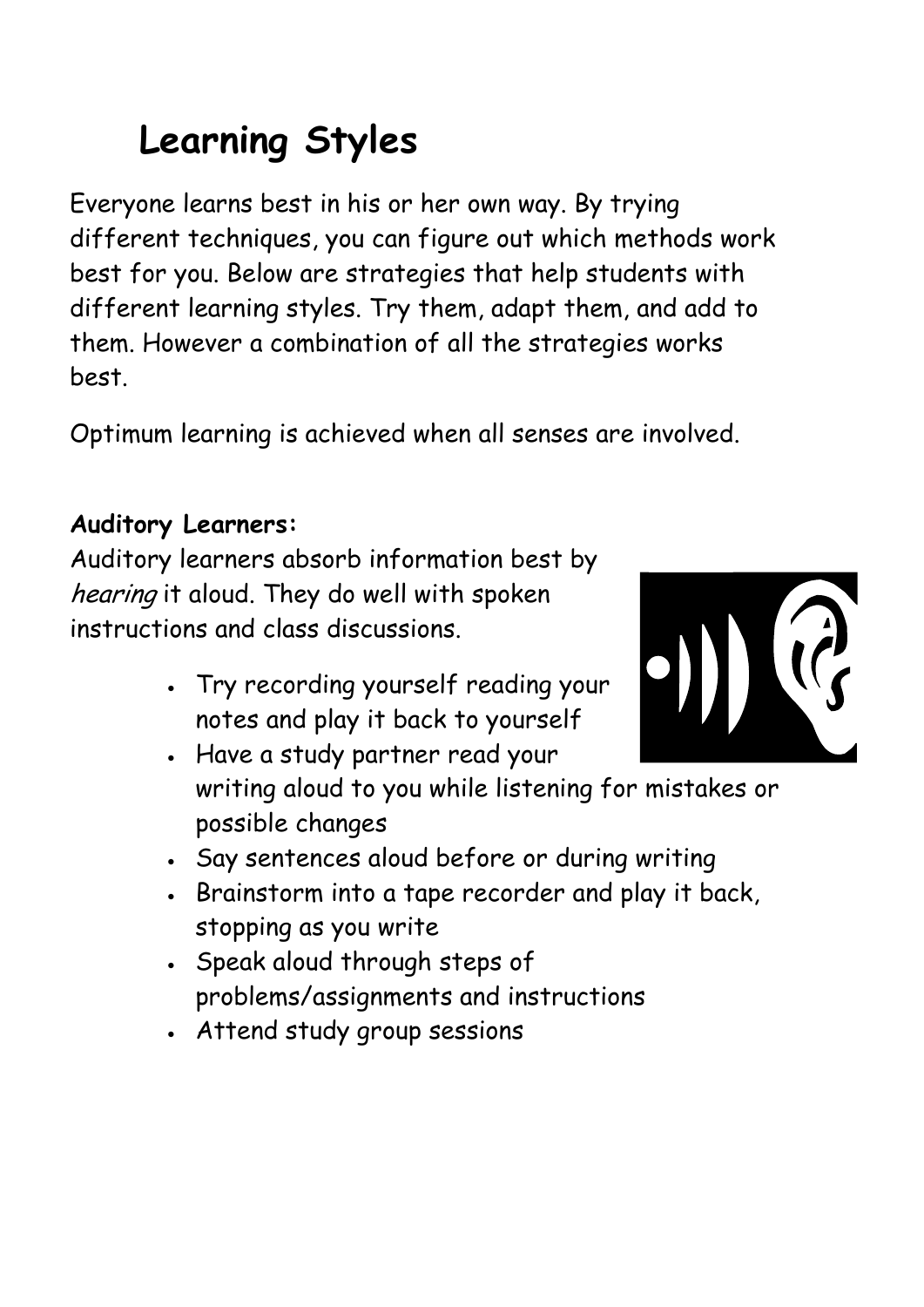# Learning Styles

Everyone learns best in his or her own way. By trying different techniques, you can figure out which methods work best for you. Below are strategies that help students with different learning styles. Try them, adapt them, and add to them. However a combination of all the strategies works best.

Optimum learning is achieved when all senses are involved.

**Auditory Learners:**

Auditory learners absorb information best by *hearing* it aloud. They do well with spoken instructions and class discussions.

- Try recording yourself reading your notes and play it back to yourself
- Have a study partner read your writing aloud to you while listening for mistakes or possible changes
- Say sentences aloud before or during writing
- Brainstorm into a tape recorder and play it back, stopping as you write
- Speak aloud through steps of problems/assignments and instructions
- Attend study group sessions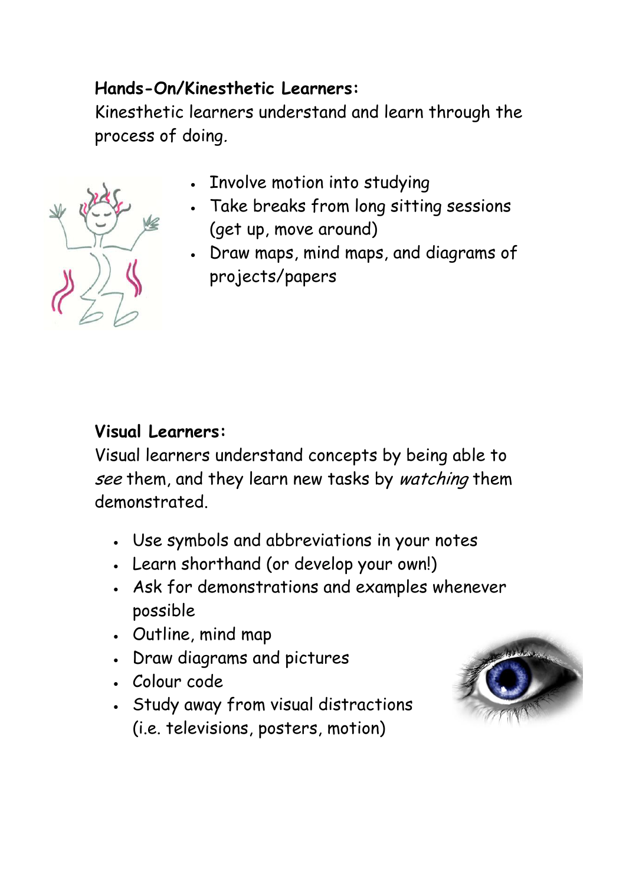**Hands-On/Kinesthetic Learners:**

Kinesthetic learners understand and learn through the process of doing.

- Involve motion into studying
- Take breaks from long sitting sessions (get up, move around)
- Draw maps, mind maps, and diagrams of projects/papers

**Visual Learners:**

Visual learners understand concepts by being able to *see* them, and they learn new tasks by *watching* them demonstrated.

- Use symbols and abbreviations in your notes
- Learn shorthand (or develop your own!)
- Ask for demonstrations and examples whenever possible
- Outline, mind map
- Draw diagrams and pictures
- Colour code
- Study away from visual distractions (i.e. televisions, posters, motion)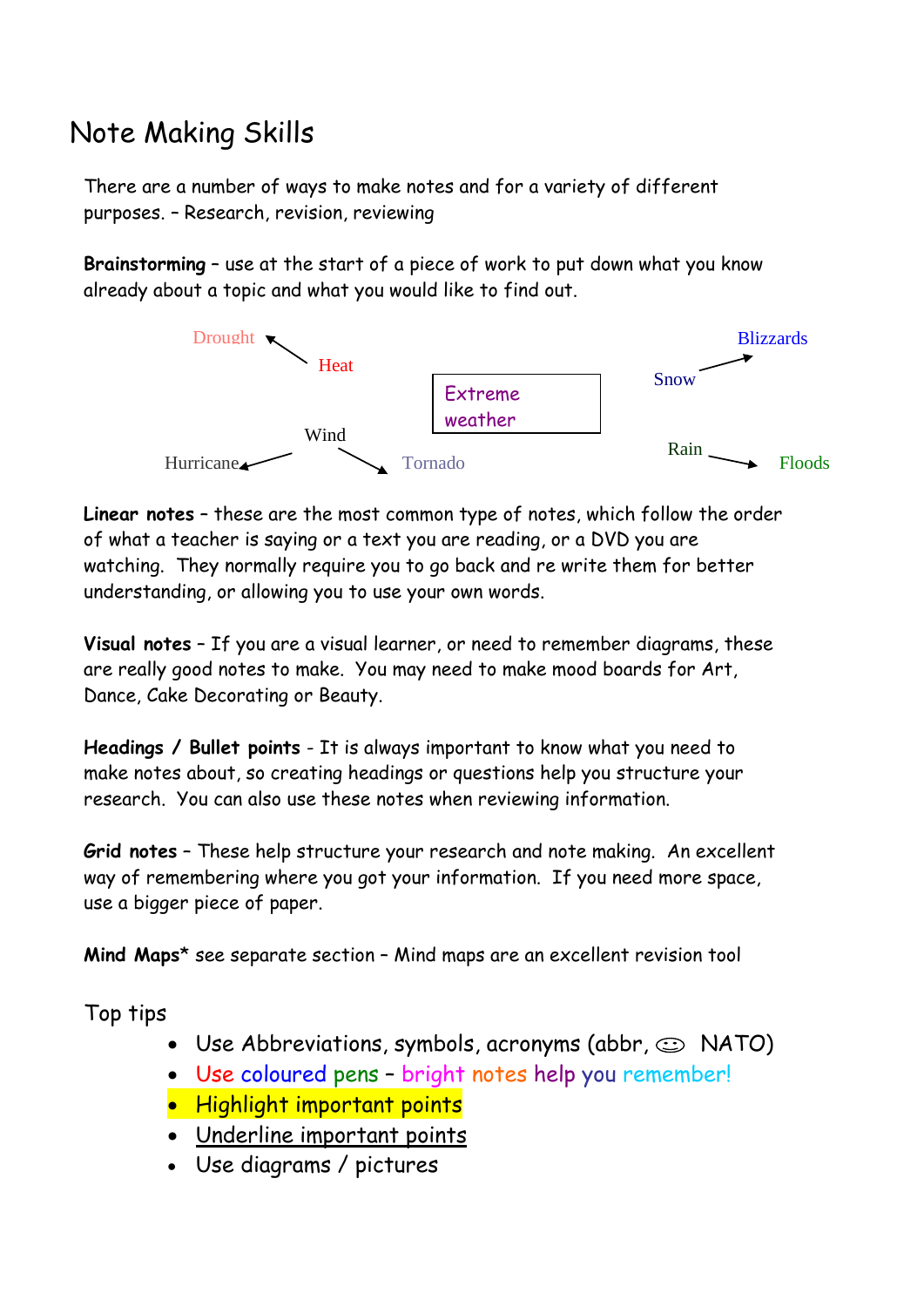# Note Making Skills

There are a number of ways to make notes and for a variety of different purposes. – Research, revision, reviewing

**Brainstorming** – use at the start of a piece of work to put down what you know already about a topic and what you would like to find out.

Drought ← Heat

Extreme weather

Snow → Blizzards

Wind

Hurricane ← → Tornado

Rain → Floods

**Linear notes** – these are the most common type of notes, which follow the order of what a teacher is saying or a text you are reading, or a DVD you are watching. They normally require you to go back and re write them for better understanding, or allowing you to use your own words.

**Visual notes** – If you are a visual learner, or need to remember diagrams, these are really good notes to make. You may need to make mood boards for Art, Dance, Cake Decorating or Beauty.

**Headings / Bullet points** - It is always important to know what you need to make notes about, so creating headings or questions help you structure your research. You can also use these notes when reviewing information.

**Grid notes** – These help structure your research and note making. An excellent way of remembering where you got your information. If you need more space, use a bigger piece of paper.

**Mind Maps*** see separate section – Mind maps are an excellent revision tool

Top tips

- Use Abbreviations, symbols, acronyms (abbr, ☺ NATO)
- Use coloured pens – bright notes help you remember!
- Highlight important points
- <u>Underline important points</u>
- Use diagrams / pictures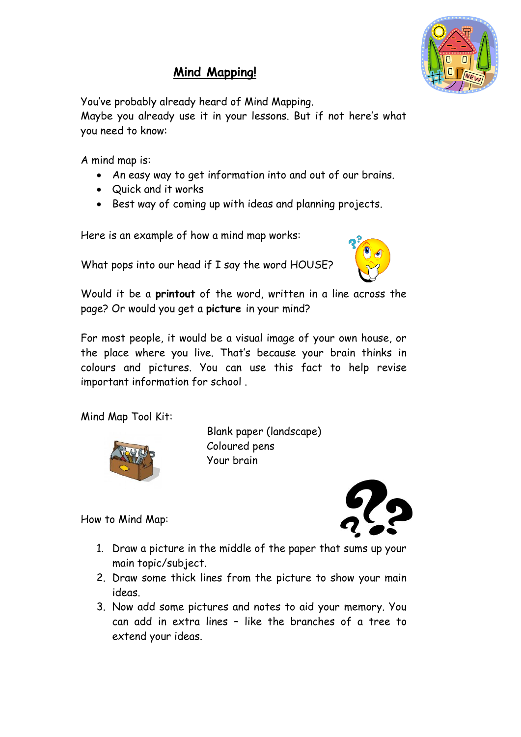# Mind Mapping!

You've probably already heard of Mind Mapping.
Maybe you already use it in your lessons. But if not here's what you need to know:

A mind map is:

- An easy way to get information into and out of our brains.
- Quick and it works
- Best way of coming up with ideas and planning projects.

Here is an example of how a mind map works:

What pops into our head if I say the word HOUSE?

Would it be a **printout** of the word, written in a line across the page? Or would you get a **picture** in your mind?

For most people, it would be a visual image of your own house, or the place where you live. That's because your brain thinks in colours and pictures. You can use this fact to help revise important information for school .

Mind Map Tool Kit:

Blank paper (landscape)
Coloured pens
Your brain

How to Mind Map:

1. Draw a picture in the middle of the paper that sums up your main topic/subject.
2. Draw some thick lines from the picture to show your main ideas.
3. Now add some pictures and notes to aid your memory. You can add in extra lines – like the branches of a tree to extend your ideas.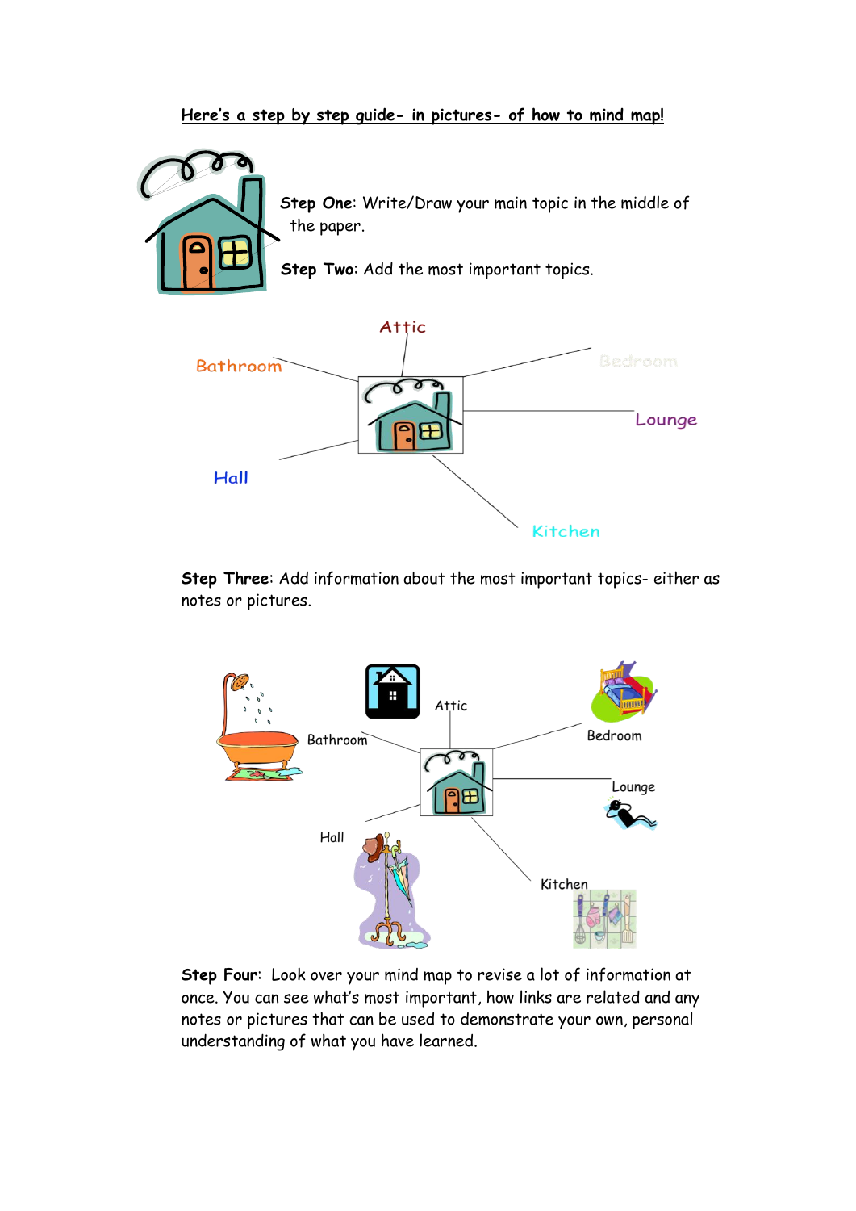**Here's a step by step guide- in pictures- of how to mind map!**

**Step One**: Write/Draw your main topic in the middle of the paper.

**Step Two**: Add the most important topics.

Attic

Bathroom

Bedroom

Lounge

Hall

Kitchen

**Step Three**: Add information about the most important topics- either as notes or pictures.

Attic

Bathroom

Bedroom

Lounge

Hall

Kitchen

**Step Four**: Look over your mind map to revise a lot of information at once. You can see what's most important, how links are related and any notes or pictures that can be used to demonstrate your own, personal understanding of what you have learned.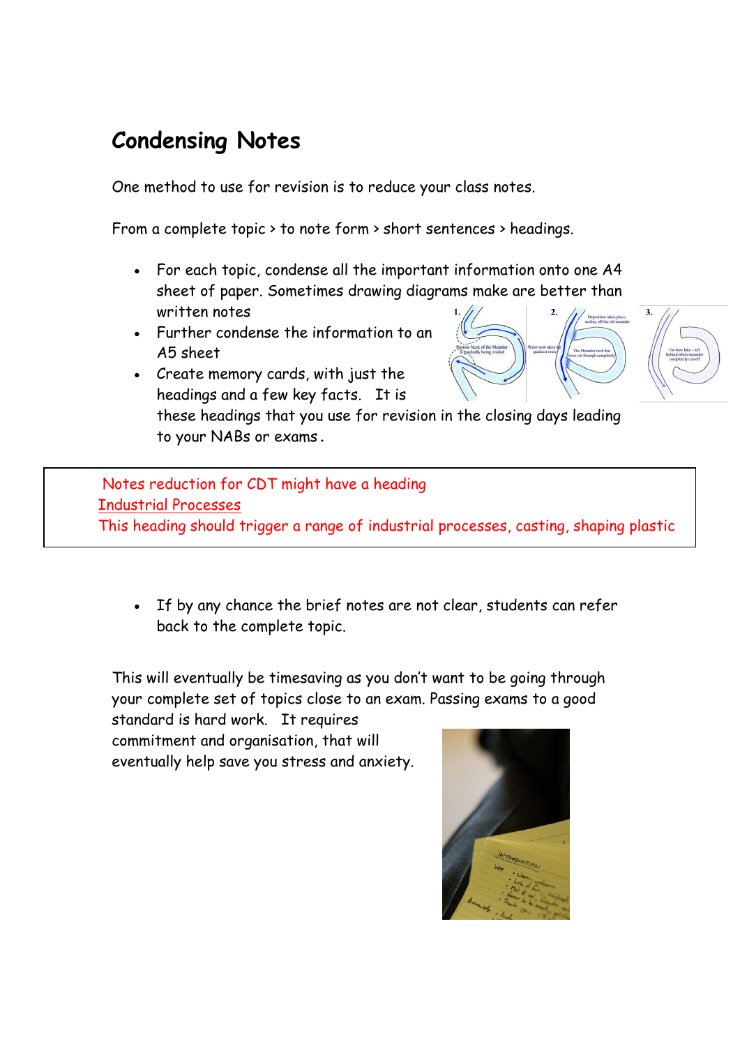## Condensing Notes

One method to use for revision is to reduce your class notes.

From a complete topic > to note form > short sentences > headings.

- For each topic, condense all the important information onto one A4 sheet of paper. Sometimes drawing diagrams make are better than written notes
- Further condense the information to an A5 sheet
- Create memory cards, with just the headings and a few key facts. It is these headings that you use for revision in the closing days leading to your NABs or exams.

Notes reduction for CDT might have a heading
Industrial Processes
This heading should trigger a range of industrial processes, casting, shaping plastic

- If by any chance the brief notes are not clear, students can refer back to the complete topic.

This will eventually be timesaving as you don't want to be going through your complete set of topics close to an exam. Passing exams to a good standard is hard work. It requires commitment and organisation, that will eventually help save you stress and anxiety.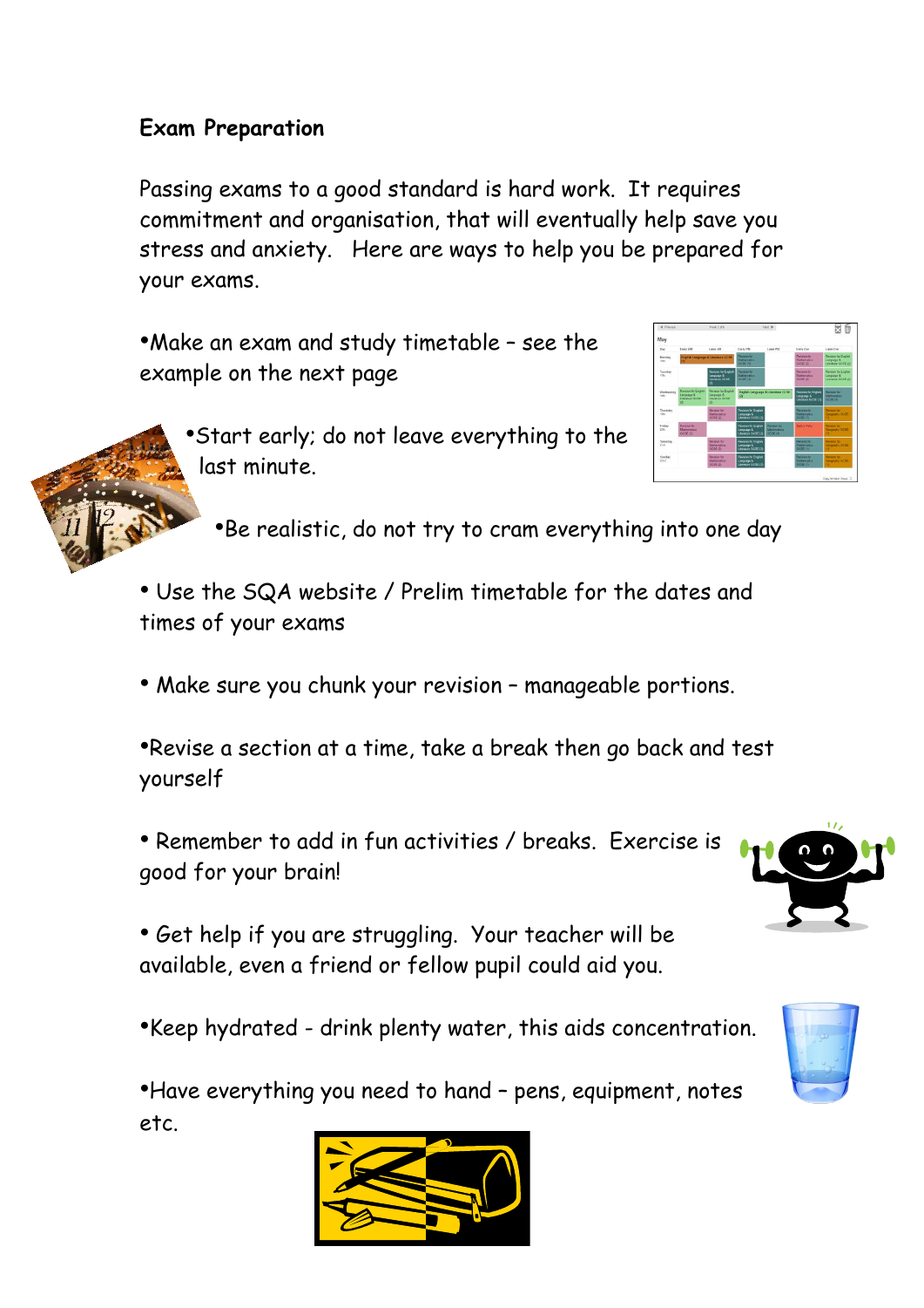## Exam Preparation

Passing exams to a good standard is hard work. It requires commitment and organisation, that will eventually help save you stress and anxiety. Here are ways to help you be prepared for your exams.

- Make an exam and study timetable – see the example on the next page
- Start early; do not leave everything to the last minute.
- Be realistic, do not try to cram everything into one day
- Use the SQA website / Prelim timetable for the dates and times of your exams
- Make sure you chunk your revision – manageable portions.
- Revise a section at a time, take a break then go back and test yourself
- Remember to add in fun activities / breaks. Exercise is good for your brain!
- Get help if you are struggling. Your teacher will be available, even a friend or fellow pupil could aid you.
- Keep hydrated - drink plenty water, this aids concentration.
- Have everything you need to hand – pens, equipment, notes etc.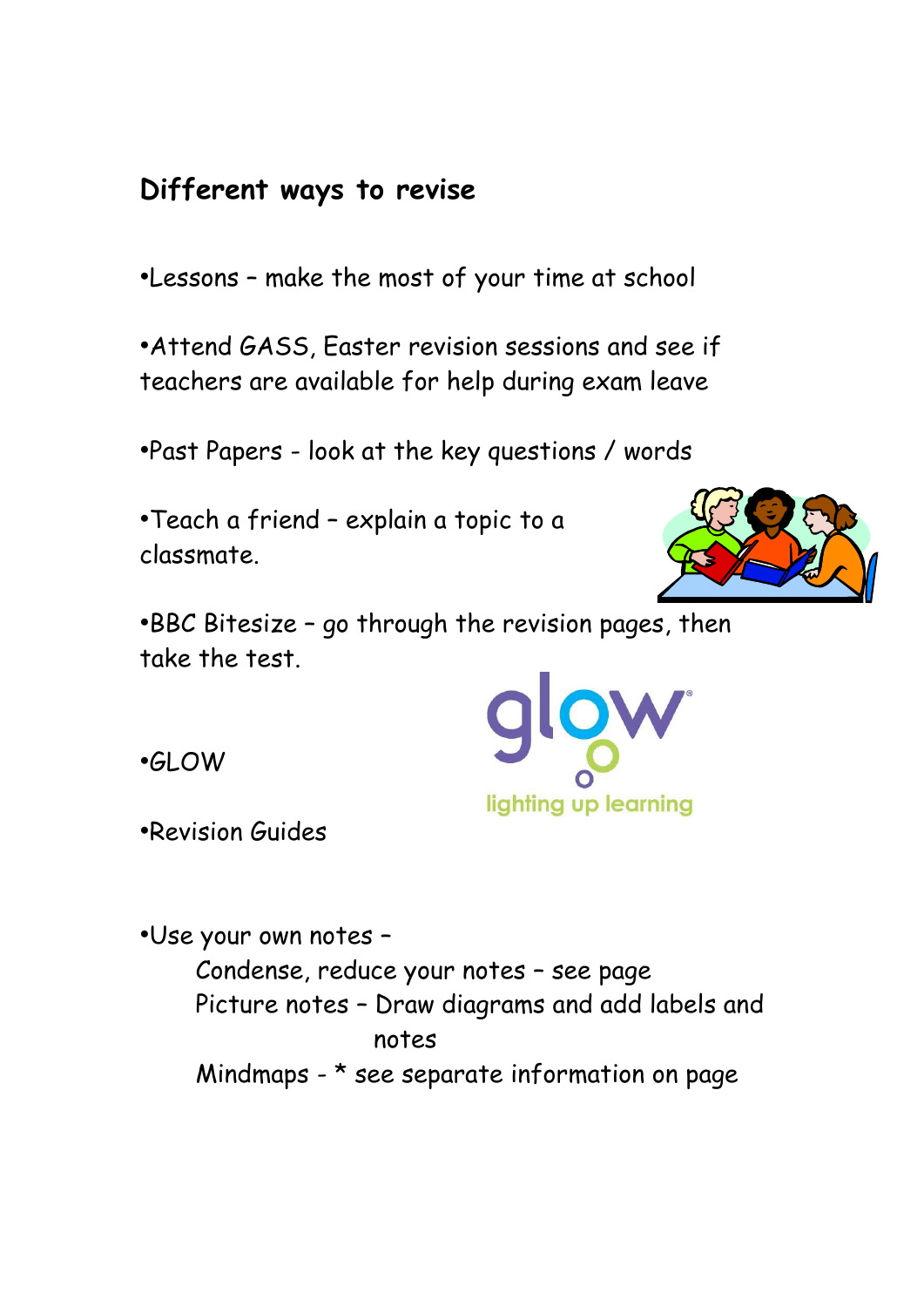## Different ways to revise

- Lessons – make the most of your time at school
- Attend GASS, Easter revision sessions and see if teachers are available for help during exam leave
- Past Papers - look at the key questions / words
- Teach a friend – explain a topic to a classmate.
- BBC Bitesize – go through the revision pages, then take the test.
- GLOW
- Revision Guides
- Use your own notes –
  - Condense, reduce your notes – see page
  - Picture notes – Draw diagrams and add labels and notes
  - Mindmaps - * see separate information on page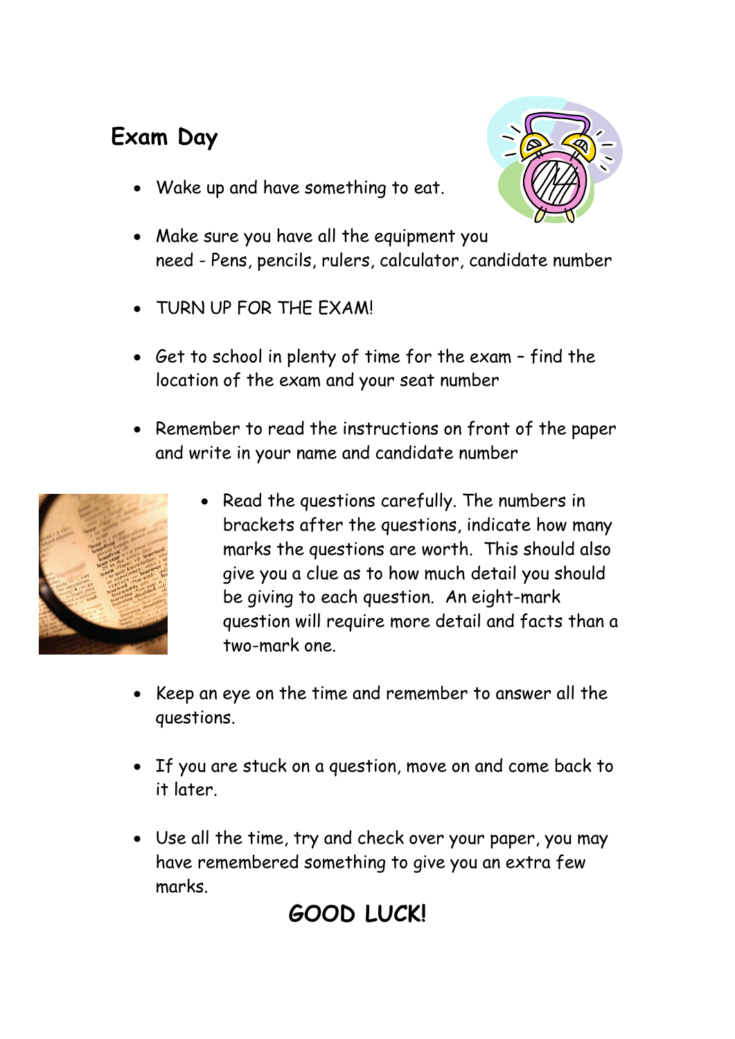## Exam Day

- Wake up and have something to eat.
- Make sure you have all the equipment you need - Pens, pencils, rulers, calculator, candidate number
- TURN UP FOR THE EXAM!
- Get to school in plenty of time for the exam – find the location of the exam and your seat number
- Remember to read the instructions on front of the paper and write in your name and candidate number
- Read the questions carefully. The numbers in brackets after the questions, indicate how many marks the questions are worth. This should also give you a clue as to how much detail you should be giving to each question. An eight-mark question will require more detail and facts than a two-mark one.
- Keep an eye on the time and remember to answer all the questions.
- If you are stuck on a question, move on and come back to it later.
- Use all the time, try and check over your paper, you may have remembered something to give you an extra few marks.

**GOOD LUCK!**